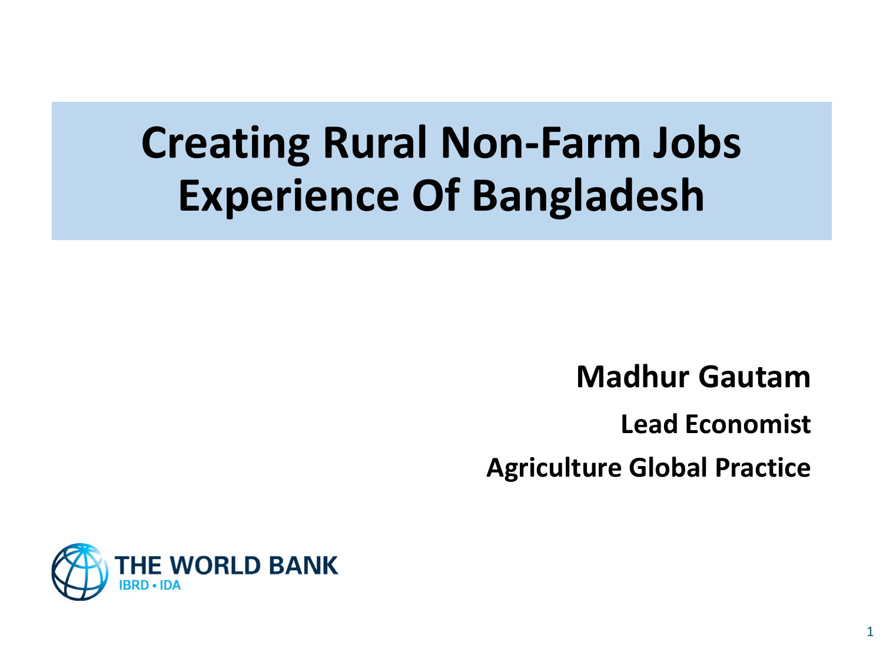# Creating Rural Non-Farm Jobs
# Experience Of Bangladesh

**Madhur Gautam**

**Lead Economist**

**Agriculture Global Practice**

THE WORLD BANK
IBRD • IDA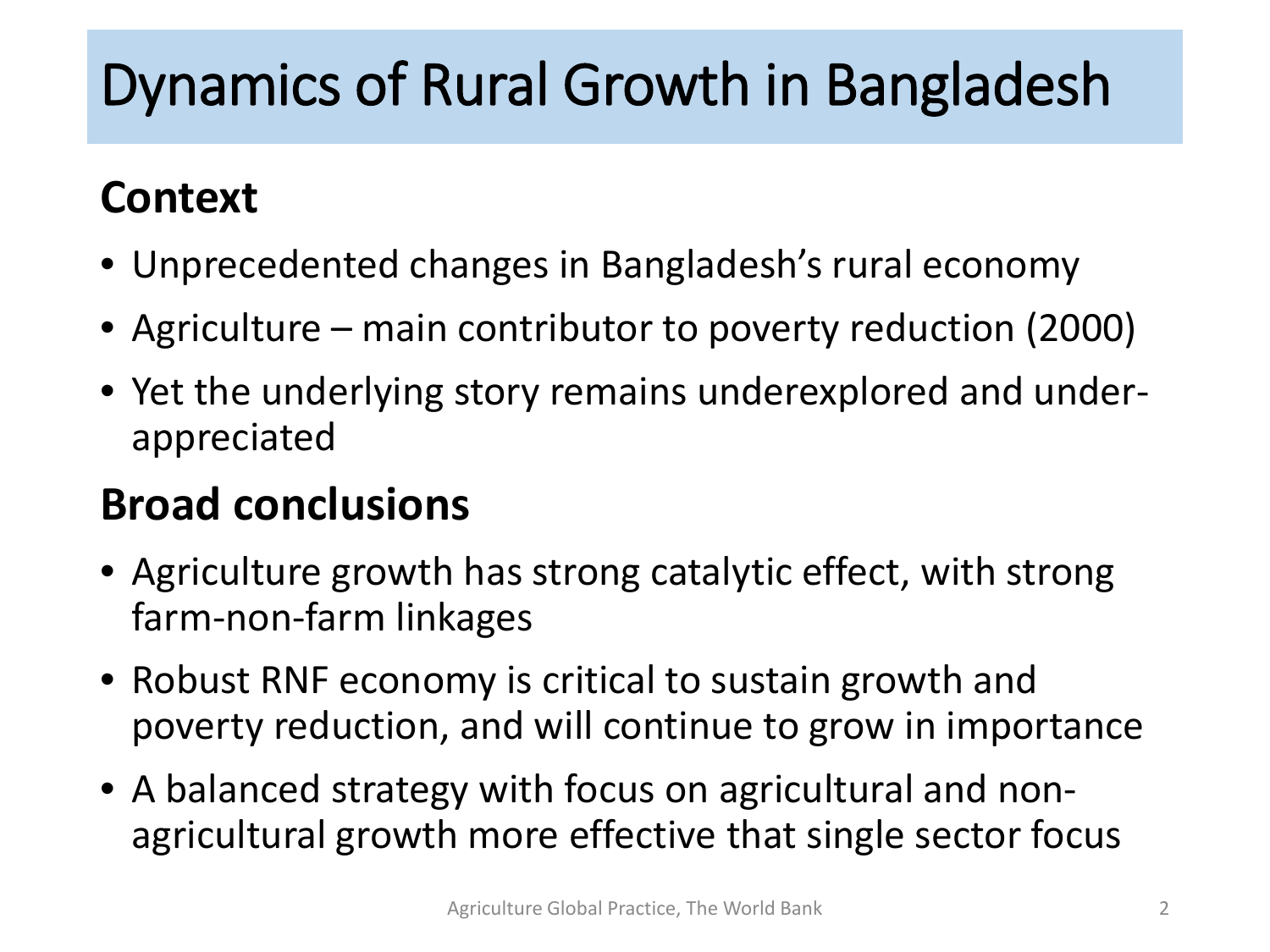# Dynamics of Rural Growth in Bangladesh

## Context

- Unprecedented changes in Bangladesh's rural economy
- Agriculture – main contributor to poverty reduction (2000)
- Yet the underlying story remains underexplored and under-appreciated

## Broad conclusions

- Agriculture growth has strong catalytic effect, with strong farm-non-farm linkages
- Robust RNF economy is critical to sustain growth and poverty reduction, and will continue to grow in importance
- A balanced strategy with focus on agricultural and non-agricultural growth more effective that single sector focus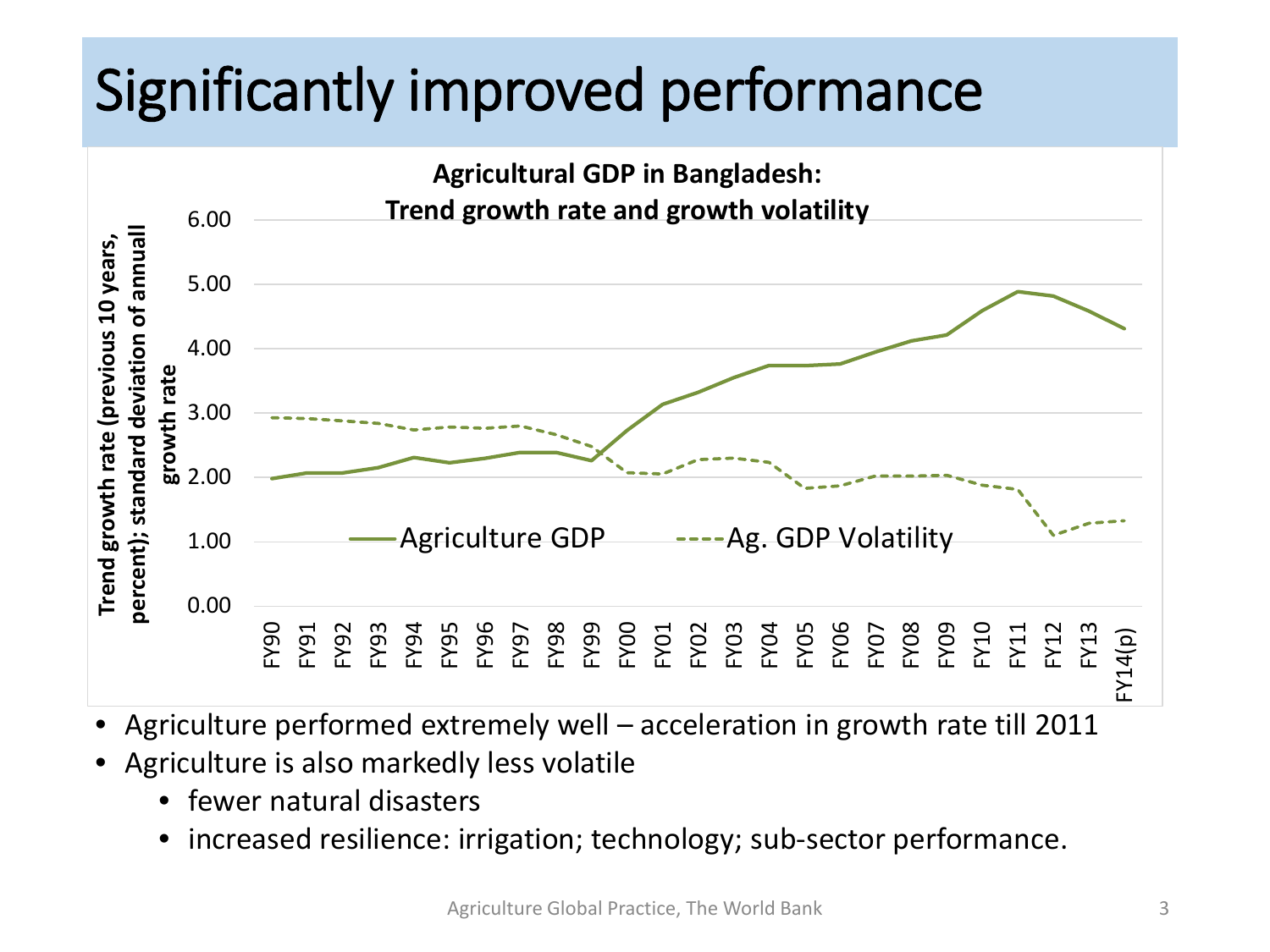# Significantly improved performance

**Agricultural GDP in Bangladesh: Trend growth rate and growth volatility**

Trend growth rate (previous 10 years, percent); standard deviation of annuall growth rate

6.00
5.00
4.00
3.00
2.00
1.00
0.00

Agriculture GDP — Ag. GDP Volatility

FY90 FY91 FY92 FY93 FY94 FY95 FY96 FY97 FY98 FY99 FY00 FY01 FY02 FY03 FY04 FY05 FY06 FY07 FY08 FY09 FY10 FY11 FY12 FY13 FY14(p)

- Agriculture performed extremely well – acceleration in growth rate till 2011
- Agriculture is also markedly less volatile
  - fewer natural disasters
  - increased resilience: irrigation; technology; sub-sector performance.

Agriculture Global Practice, The World Bank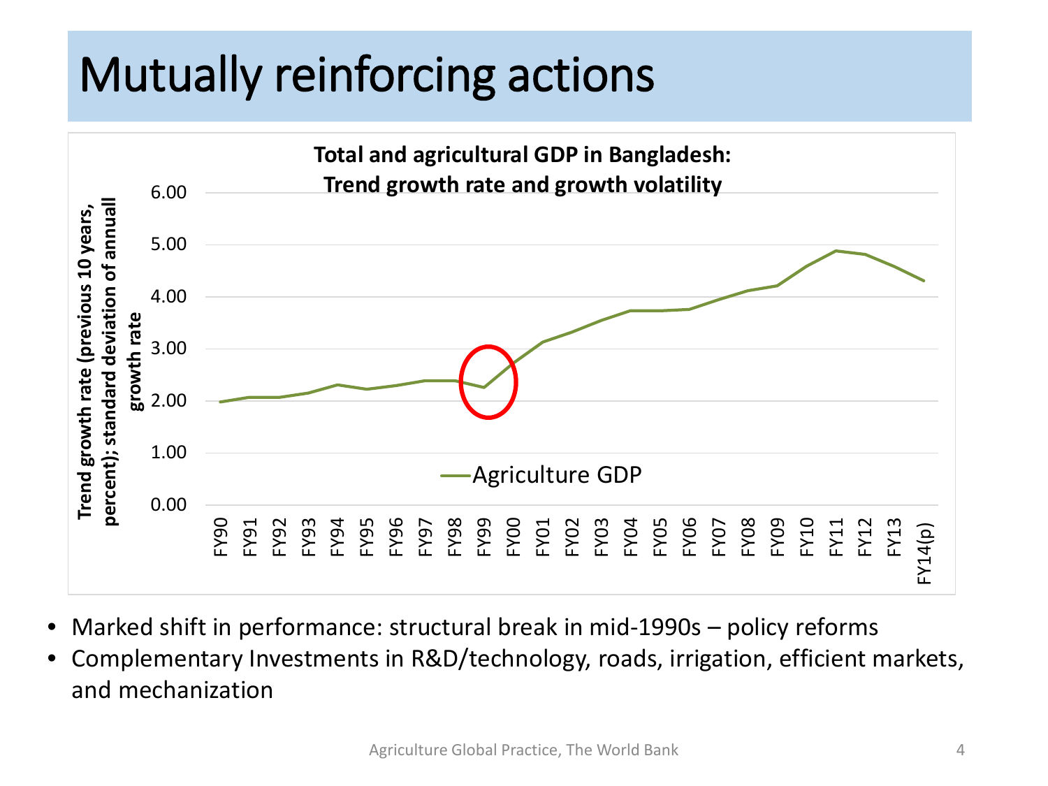# Mutually reinforcing actions

**Total and agricultural GDP in Bangladesh: Trend growth rate and growth volatility**

- Marked shift in performance: structural break in mid-1990s – policy reforms
- Complementary Investments in R&D/technology, roads, irrigation, efficient markets, and mechanization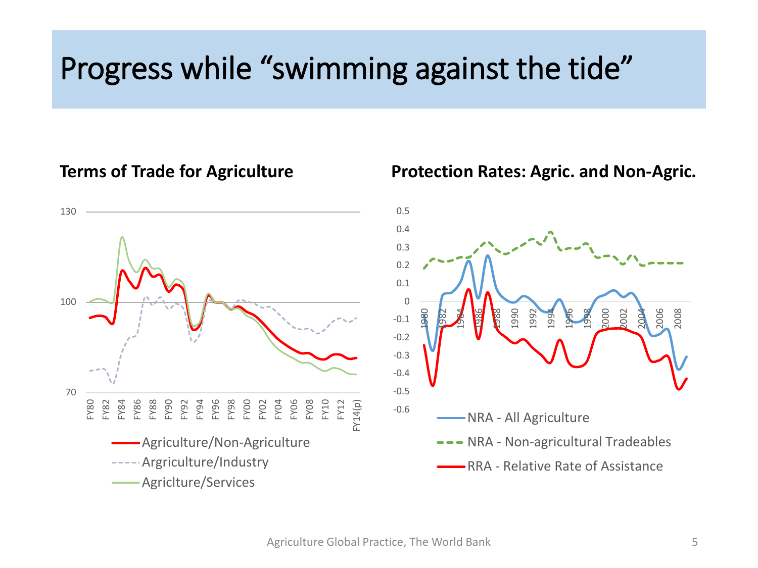# Progress while "swimming against the tide"

**Terms of Trade for Agriculture**

130

100

70

FY80 FY82 FY84 FY86 FY88 FY90 FY92 FY94 FY96 FY98 FY00 FY02 FY04 FY06 FY08 FY10 FY12 FY14(p)

- Agriculture/Non-Agriculture
- Argriculture/Industry
- Agriclture/Services

**Protection Rates: Agric. and Non-Agric.**

0.5 0.4 0.3 0.2 0.1 0 -0.1 -0.2 -0.3 -0.4 -0.5 -0.6

1980 1982 1984 1986 1988 1990 1992 1994 1996 1998 2000 2002 2004 2006 2008

- NRA - All Agriculture
- NRA - Non-agricultural Tradeables
- RRA - Relative Rate of Assistance

Agriculture Global Practice, The World Bank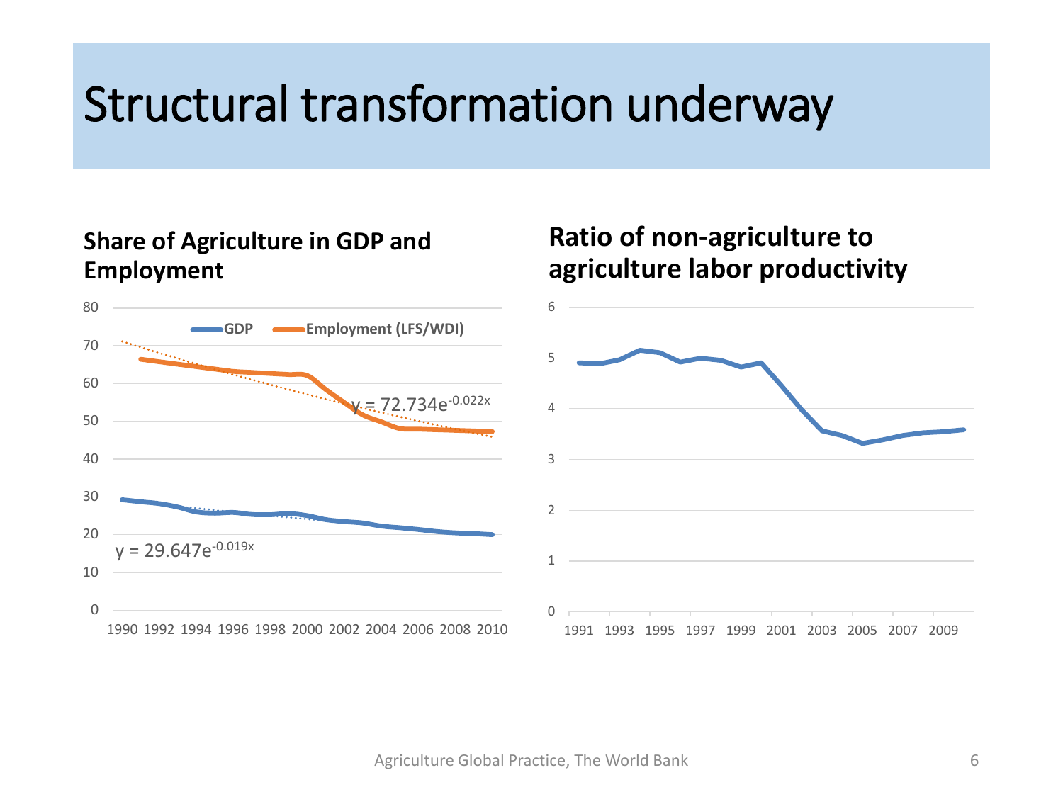# Structural transformation underway

### Share of Agriculture in GDP and Employment

GDP | Employment (LFS/WDI)

$y = 72.734e^{-0.022x}$

$y = 29.647e^{-0.019x}$

### Ratio of non-agriculture to agriculture labor productivity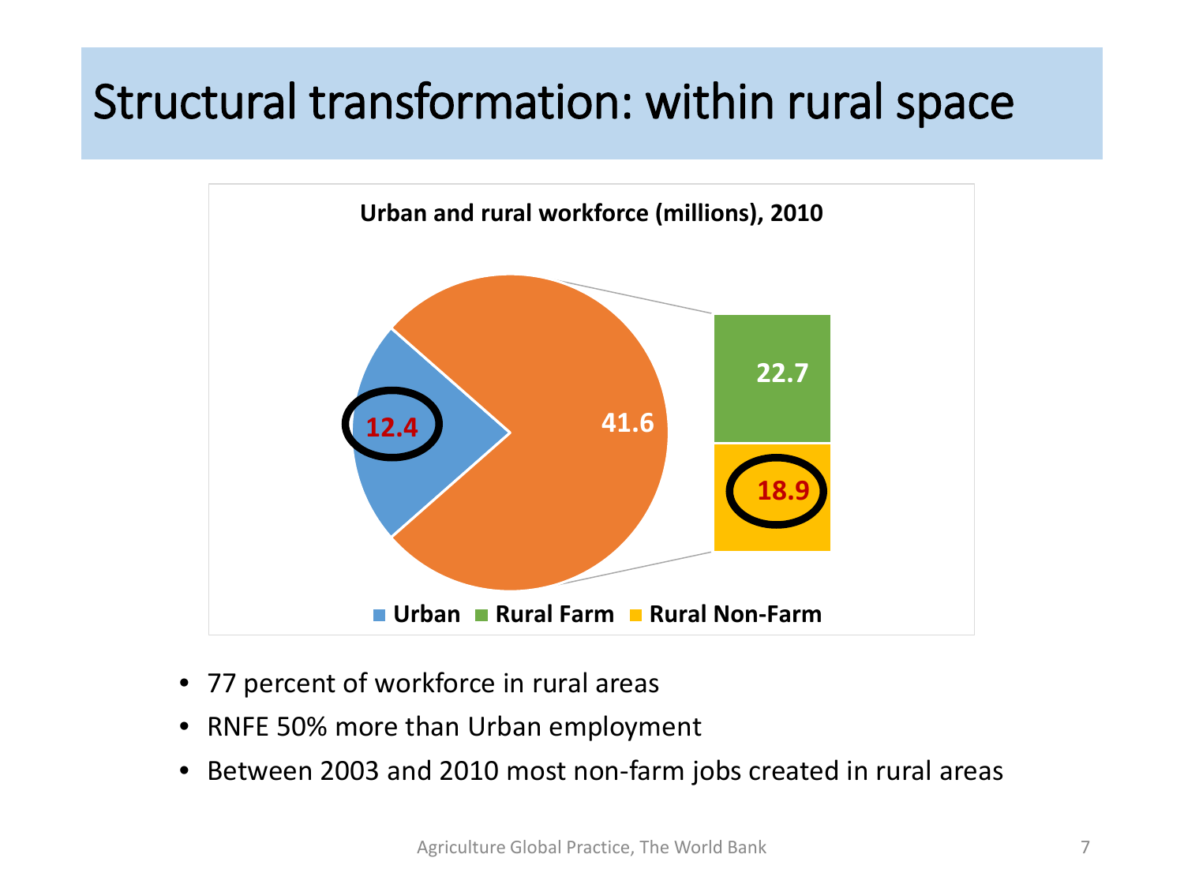# Structural transformation: within rural space

**Urban and rural workforce (millions), 2010**

| Category | Workforce (millions) |
|---|---|
| Urban | 12.4 |
| Rural (total) | 41.6 |
| Rural Farm | 22.7 |
| Rural Non-Farm | 18.9 |

- 77 percent of workforce in rural areas
- RNFE 50% more than Urban employment
- Between 2003 and 2010 most non-farm jobs created in rural areas

Agriculture Global Practice, The World Bank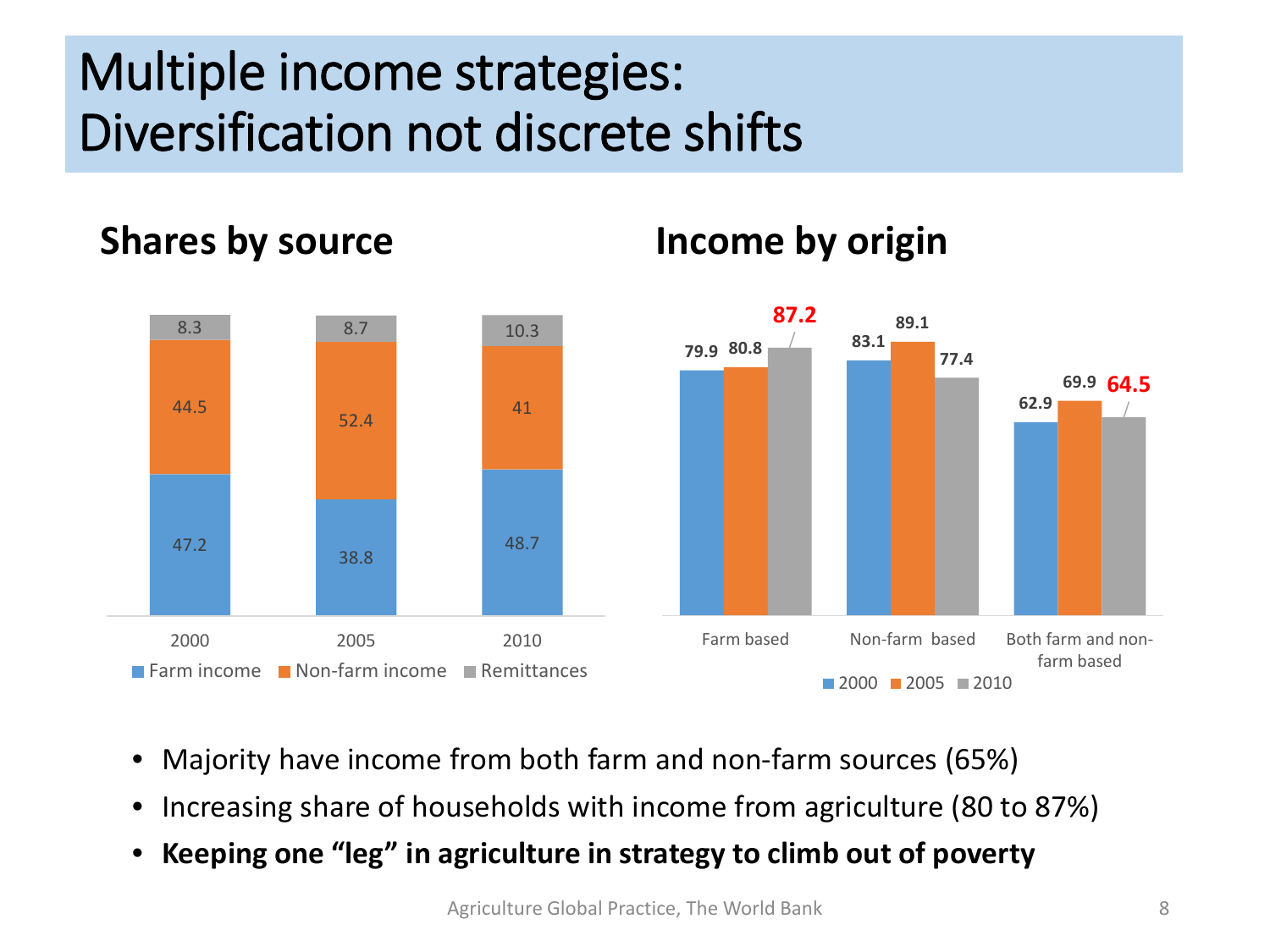# Multiple income strategies: Diversification not discrete shifts

## Shares by source

| | 2000 | 2005 | 2010 |
|---|---|---|---|
| Farm income | 47.2 | 38.8 | 48.7 |
| Non-farm income | 44.5 | 52.4 | 41 |
| Remittances | 8.3 | 8.7 | 10.3 |

## Income by origin

| | 2000 | 2005 | 2010 |
|---|---|---|---|
| Farm based | 79.9 | 80.8 | **87.2** |
| Non-farm based | 83.1 | 89.1 | 77.4 |
| Both farm and non-farm based | 62.9 | 69.9 | **64.5** |

- Majority have income from both farm and non-farm sources (65%)
- Increasing share of households with income from agriculture (80 to 87%)
- **Keeping one "leg" in agriculture in strategy to climb out of poverty**

Agriculture Global Practice, The World Bank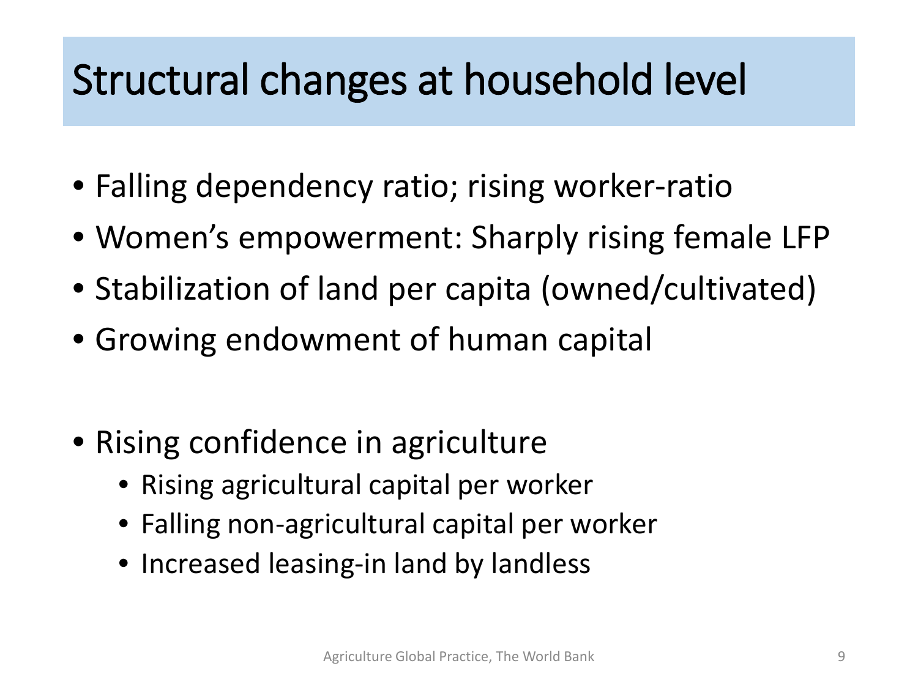# Structural changes at household level

- Falling dependency ratio; rising worker-ratio
- Women's empowerment: Sharply rising female LFP
- Stabilization of land per capita (owned/cultivated)
- Growing endowment of human capital

- Rising confidence in agriculture
  - Rising agricultural capital per worker
  - Falling non-agricultural capital per worker
  - Increased leasing-in land by landless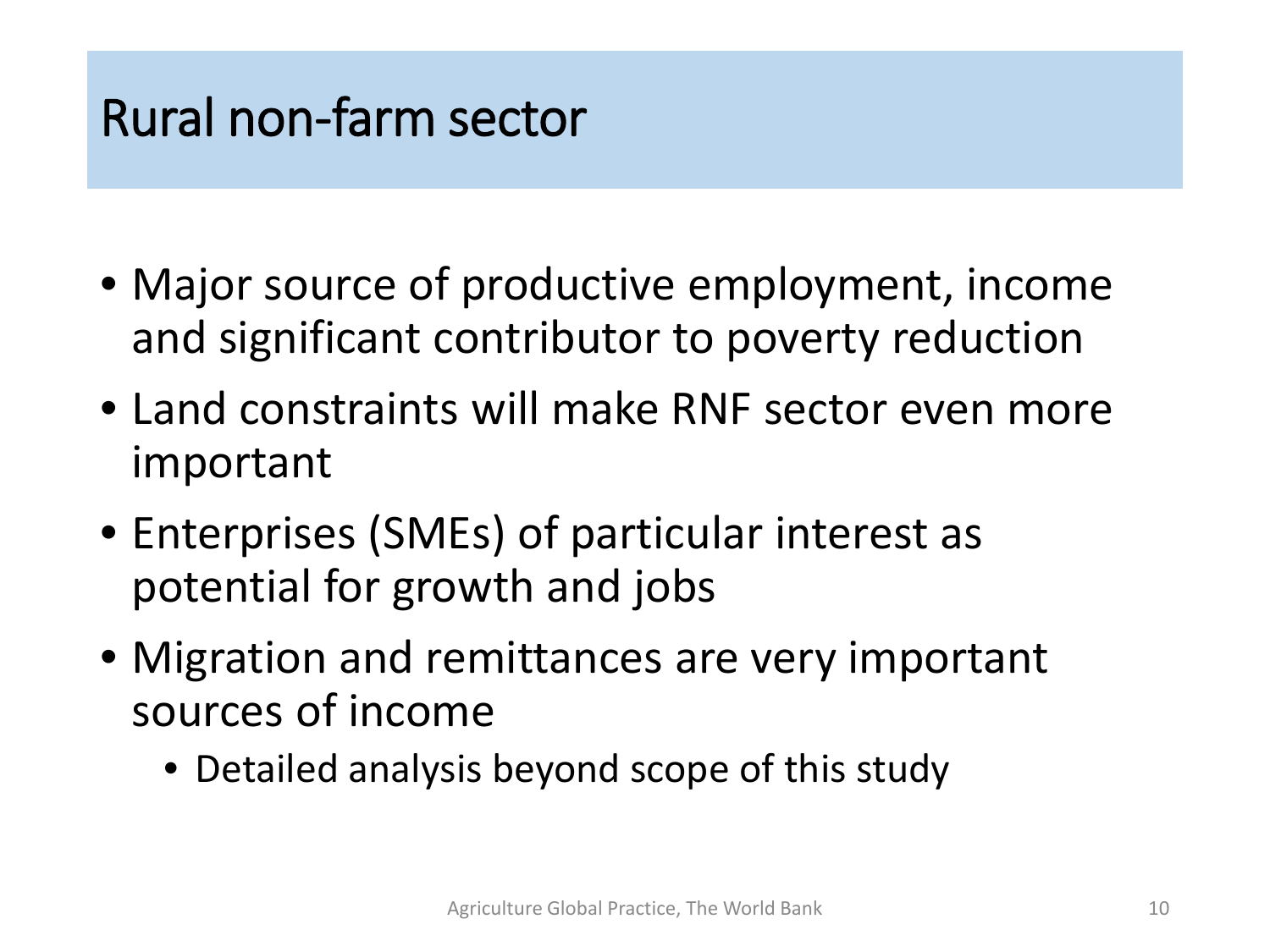# Rural non-farm sector

- Major source of productive employment, income and significant contributor to poverty reduction
- Land constraints will make RNF sector even more important
- Enterprises (SMEs) of particular interest as potential for growth and jobs
- Migration and remittances are very important sources of income
  - Detailed analysis beyond scope of this study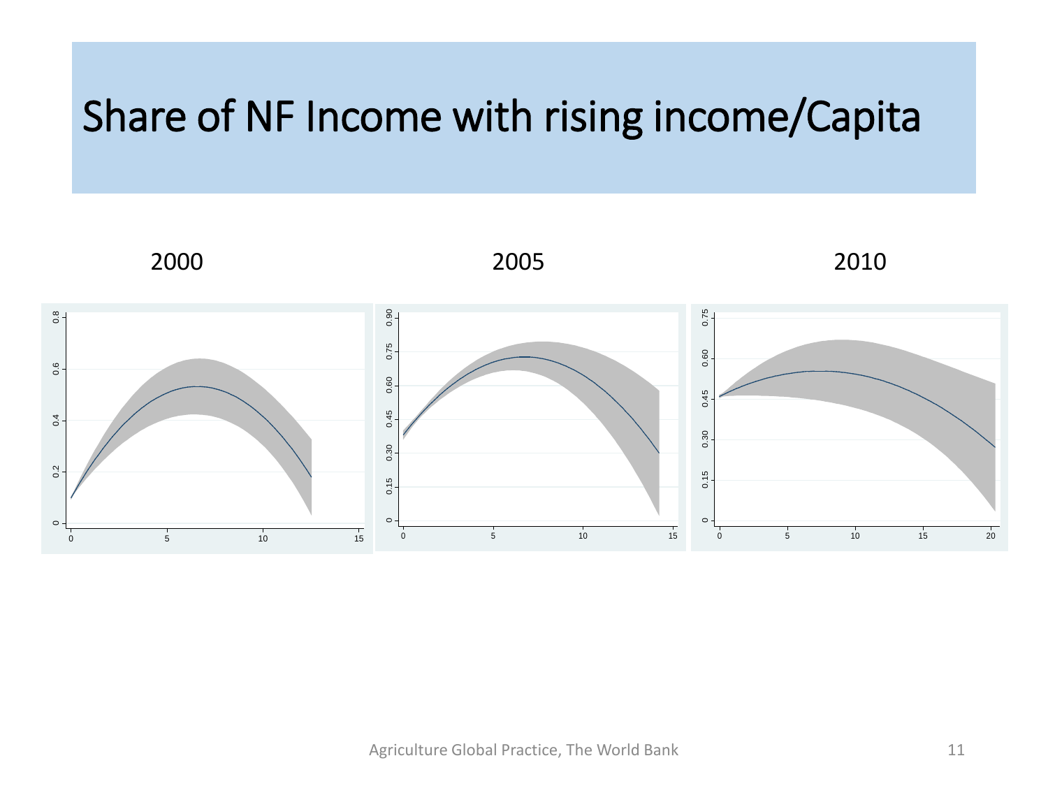# Share of NF Income with rising income/Capita

2000

2005

2010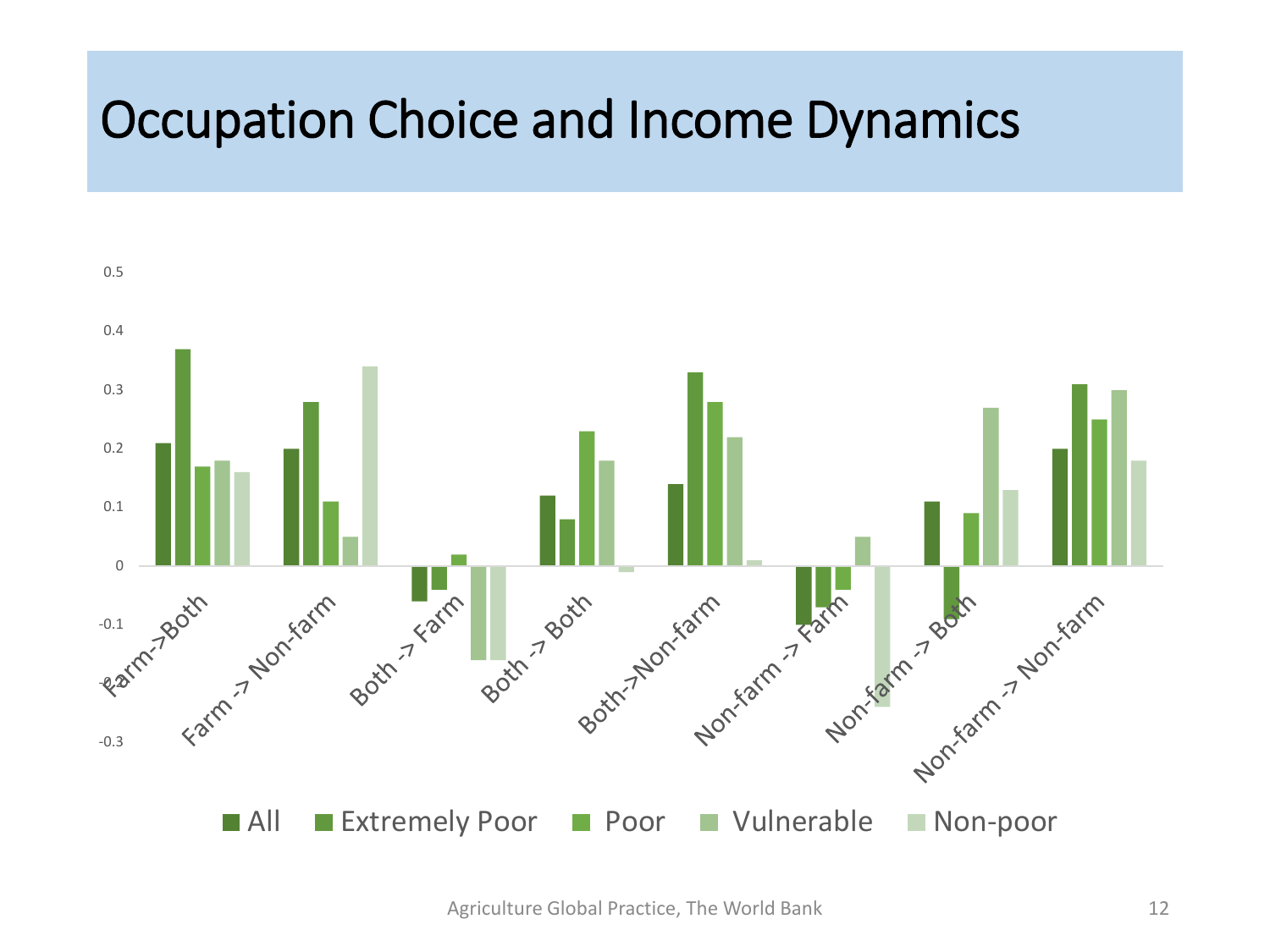# Occupation Choice and Income Dynamics

| | All | Extremely Poor | Poor | Vulnerable | Non-poor |
|---|---|---|---|---|---|
| Farm->Both | 0.21 | 0.37 | 0.17 | 0.18 | 0.16 |
| Farm -> Non-farm | 0.20 | 0.28 | 0.11 | 0.05 | 0.34 |
| Both -> Farm | -0.06 | -0.04 | 0.02 | -0.16 | -0.16 |
| Both -> Both | 0.12 | 0.08 | 0.23 | 0.18 | -0.01 |
| Both->Non-farm | 0.14 | 0.33 | 0.28 | 0.22 | 0.01 |
| Non-farm -> Farm | -0.10 | -0.07 | -0.04 | 0.05 | -0.24 |
| Non-farm -> Both | 0.11 | -0.09 | 0.09 | 0.27 | 0.13 |
| Non-farm -> Non-farm | 0.20 | 0.31 | 0.25 | 0.30 | 0.18 |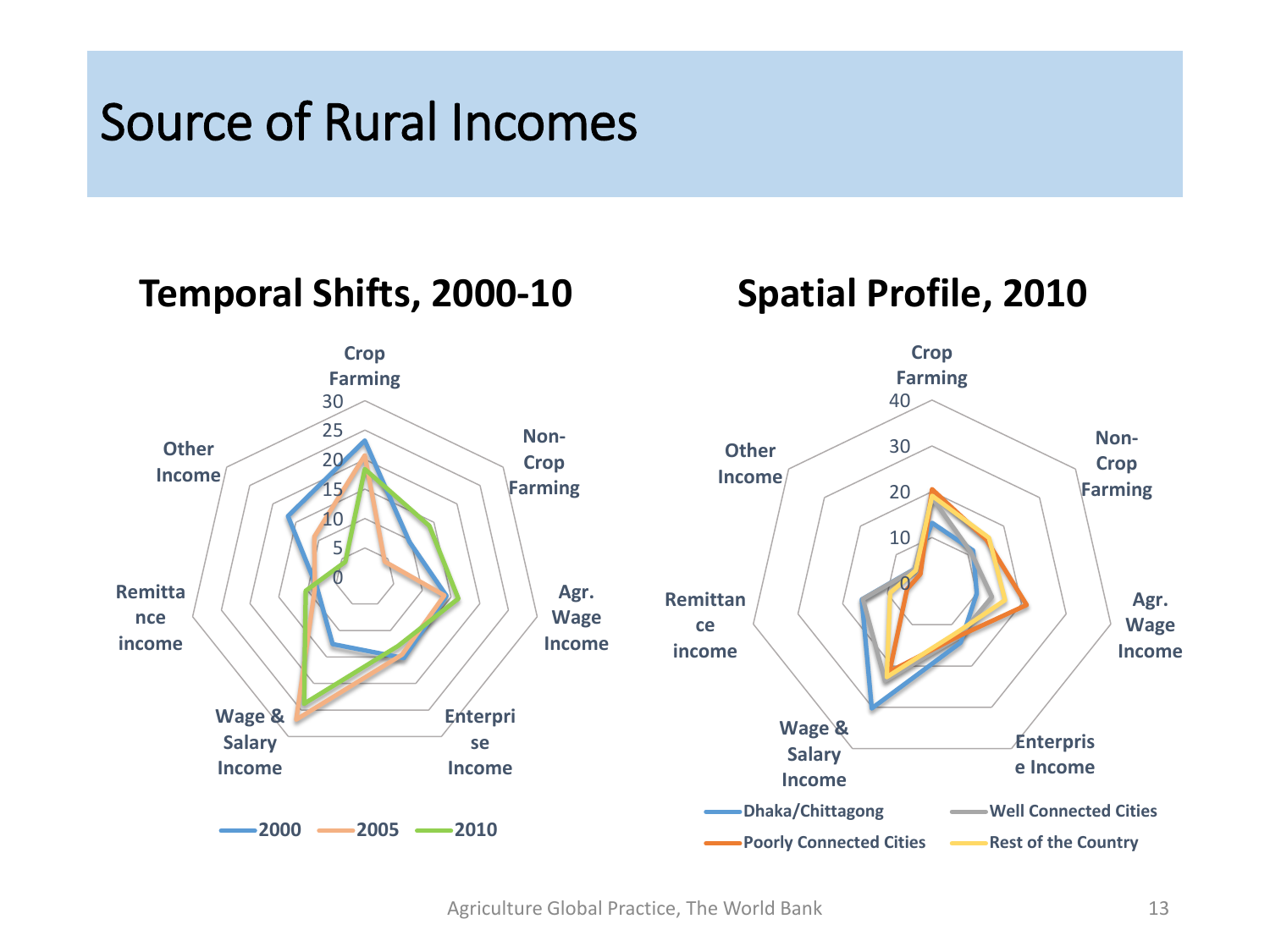# Source of Rural Incomes

## Temporal Shifts, 2000-10

Crop Farming; Non-Crop Farming; Agr. Wage Income; Enterprise Income; Wage & Salary Income; Remittance income; Other Income

Scale: 0, 5, 10, 15, 20, 25, 30

Legend: 2000, 2005, 2010

## Spatial Profile, 2010

Crop Farming; Non-Crop Farming; Agr. Wage Income; Enterprise Income; Wage & Salary Income; Remittance income; Other Income

Scale: 0, 10, 20, 30, 40

Legend: Dhaka/Chittagong, Well Connected Cities, Poorly Connected Cities, Rest of the Country

Agriculture Global Practice, The World Bank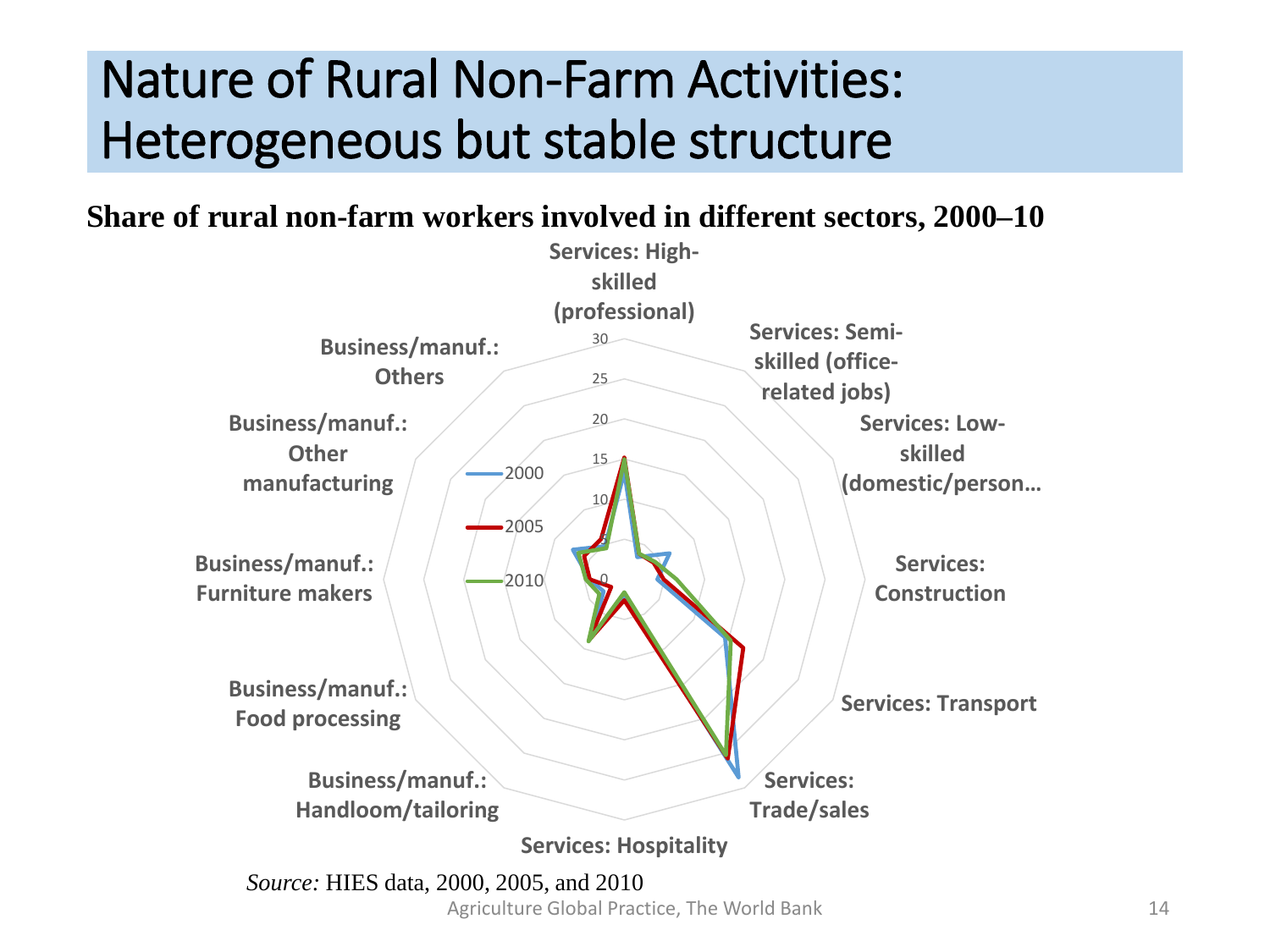# Nature of Rural Non-Farm Activities: Heterogeneous but stable structure

**Share of rural non-farm workers involved in different sectors, 2000–10**

Services: High-skilled (professional)

Services: Semi-skilled (office-related jobs)

Services: Low-skilled (domestic/person…

Services: Construction

Services: Transport

Services: Trade/sales

Services: Hospitality

Business/manuf.: Handloom/tailoring

Business/manuf.: Food processing

Business/manuf.: Furniture makers

Business/manuf.: Other manufacturing

Business/manuf.: Others

30, 25, 20, 15, 10, 5, 0

2000

2005

2010

*Source:* HIES data, 2000, 2005, and 2010

Agriculture Global Practice, The World Bank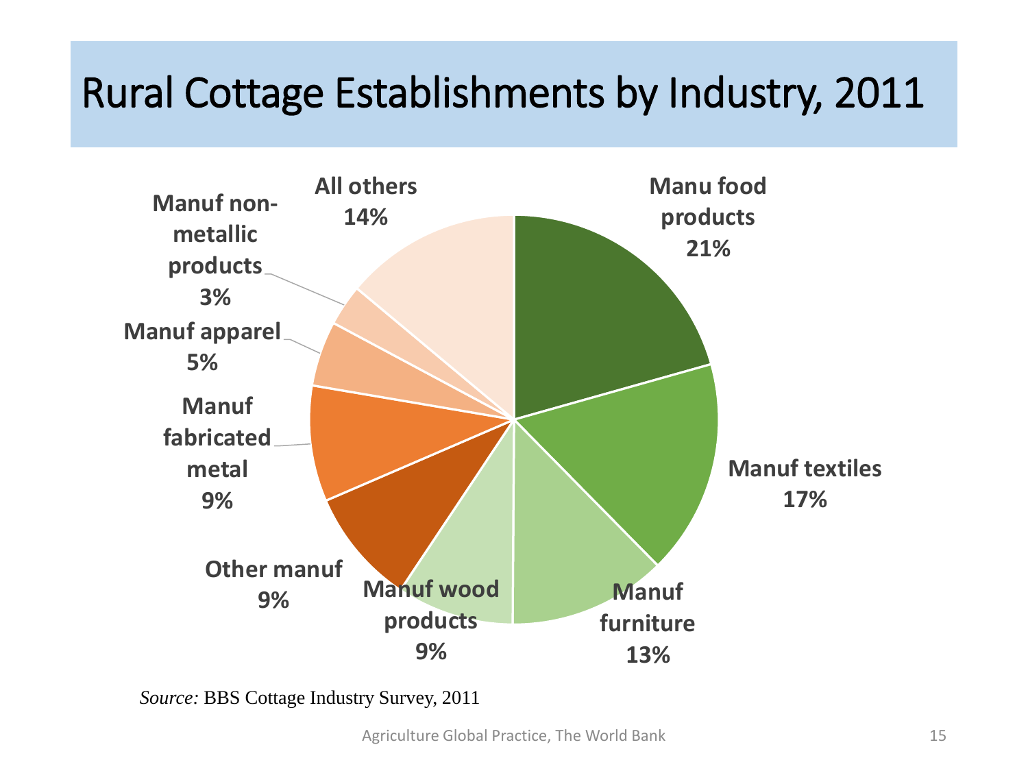# Rural Cottage Establishments by Industry, 2011

| Industry | Share |
| --- | --- |
| Manu food products | 21% |
| Manuf textiles | 17% |
| Manuf furniture | 13% |
| Manuf wood products | 9% |
| Other manuf | 9% |
| Manuf fabricated metal | 9% |
| Manuf apparel | 5% |
| Manuf non-metallic products | 3% |
| All others | 14% |

*Source:* BBS Cottage Industry Survey, 2011

Agriculture Global Practice, The World Bank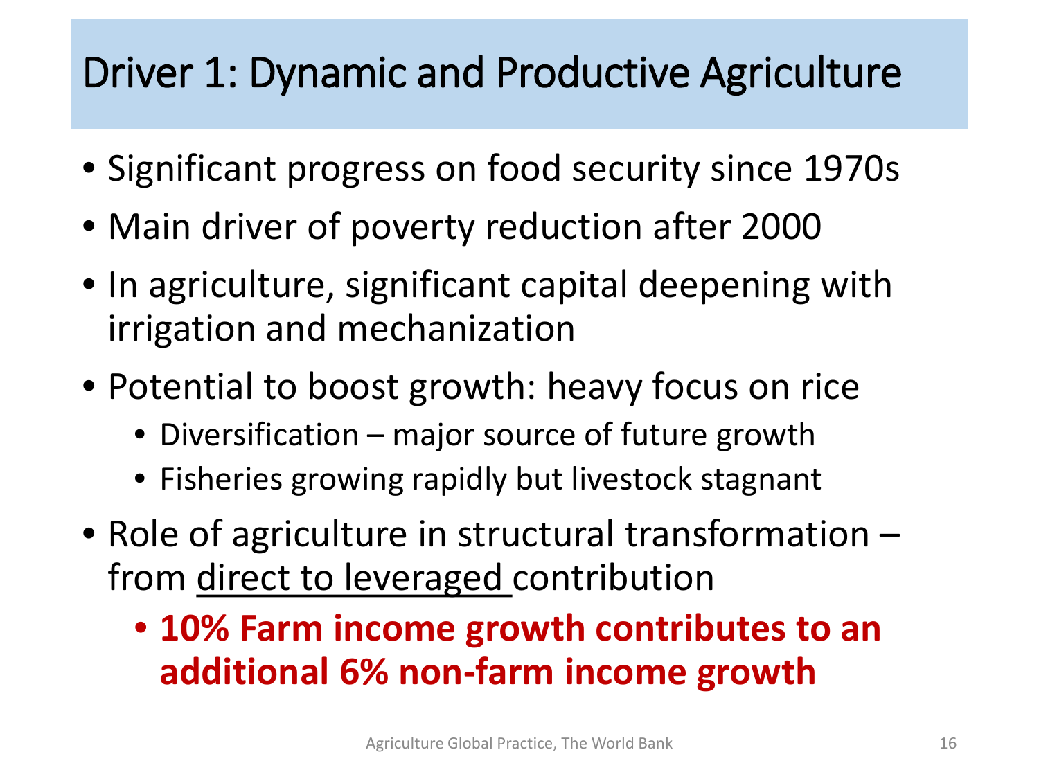# Driver 1: Dynamic and Productive Agriculture

- Significant progress on food security since 1970s
- Main driver of poverty reduction after 2000
- In agriculture, significant capital deepening with irrigation and mechanization
- Potential to boost growth: heavy focus on rice
  - Diversification – major source of future growth
  - Fisheries growing rapidly but livestock stagnant
- Role of agriculture in structural transformation – from <u>direct to leveraged</u> contribution
  - **10% Farm income growth contributes to an additional 6% non-farm income growth**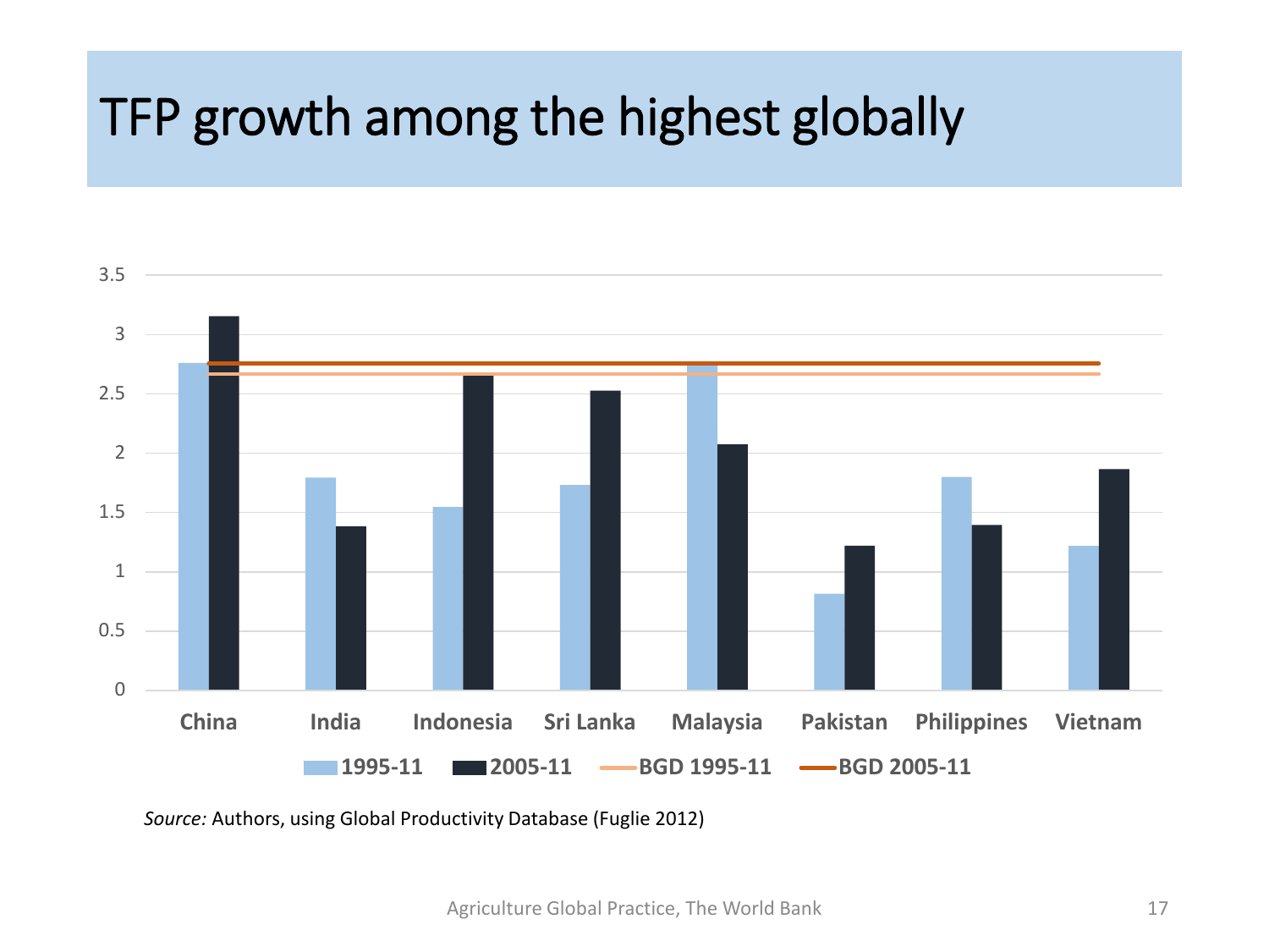# TFP growth among the highest globally

| | 1995-11 | 2005-11 |
|---|---|---|
| China | 2.76 | 3.15 |
| India | 1.79 | 1.38 |
| Indonesia | 1.54 | 2.66 |
| Sri Lanka | 1.73 | 2.52 |
| Malaysia | 2.75 | 2.07 |
| Pakistan | 0.81 | 1.21 |
| Philippines | 1.79 | 1.39 |
| Vietnam | 1.21 | 1.86 |

BGD 1995-11: ~2.67; BGD 2005-11: ~2.75

*Source:* Authors, using Global Productivity Database (Fuglie 2012)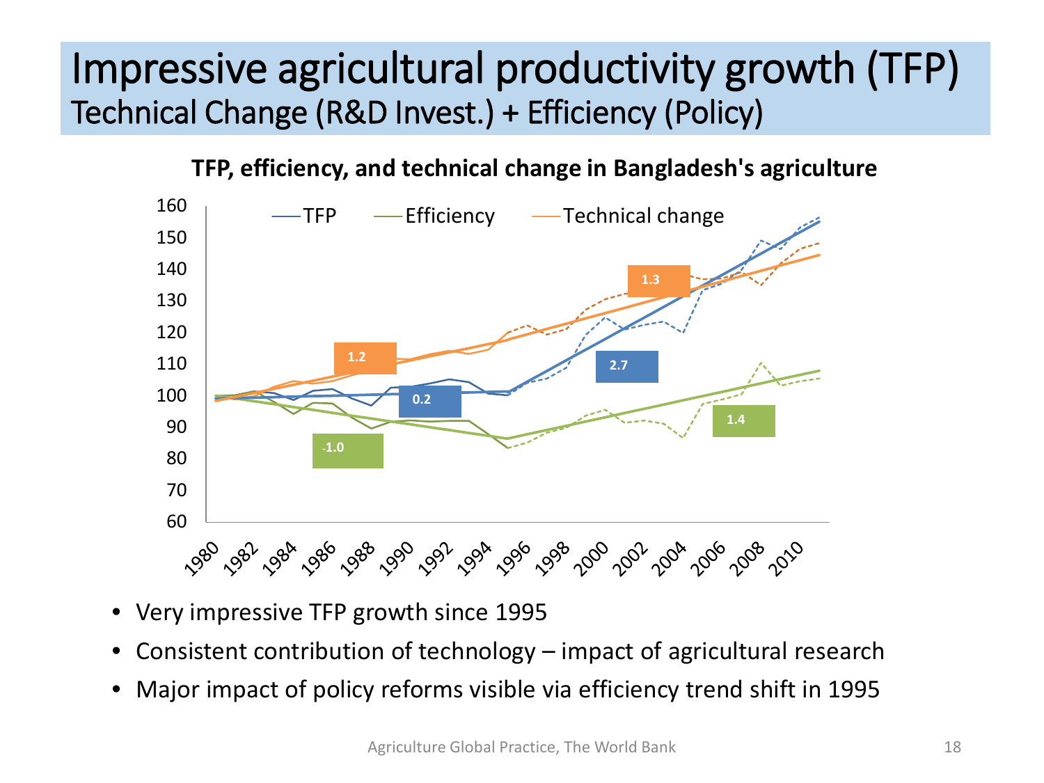# Impressive agricultural productivity growth (TFP)

## Technical Change (R&D Invest.) + Efficiency (Policy)

**TFP, efficiency, and technical change in Bangladesh's agriculture**

- Very impressive TFP growth since 1995
- Consistent contribution of technology – impact of agricultural research
- Major impact of policy reforms visible via efficiency trend shift in 1995

Agriculture Global Practice, The World Bank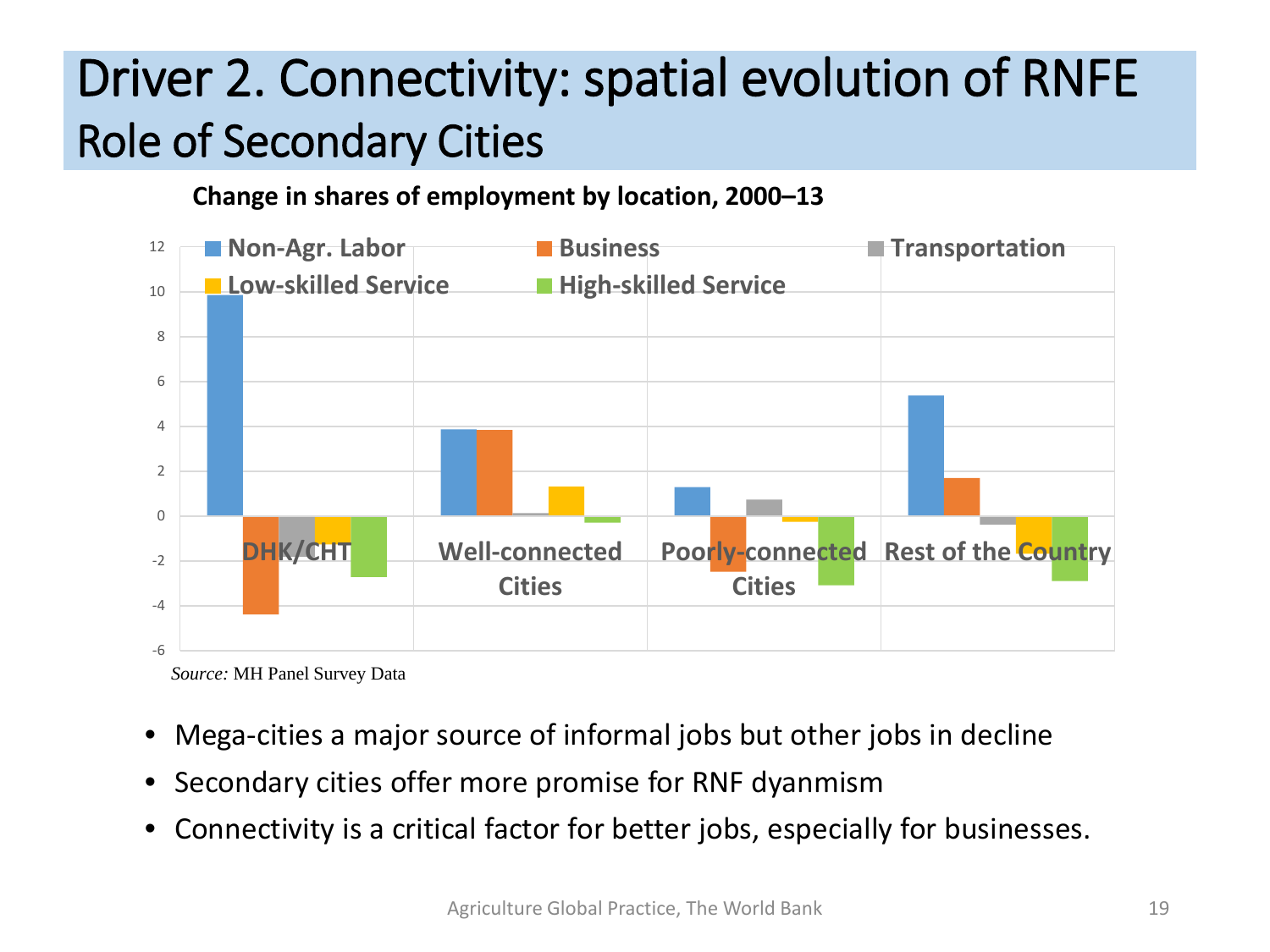# Driver 2. Connectivity: spatial evolution of RNFE

## Role of Secondary Cities

**Change in shares of employment by location, 2000–13**

*Source:* MH Panel Survey Data

- Mega-cities a major source of informal jobs but other jobs in decline
- Secondary cities offer more promise for RNF dyanmism
- Connectivity is a critical factor for better jobs, especially for businesses.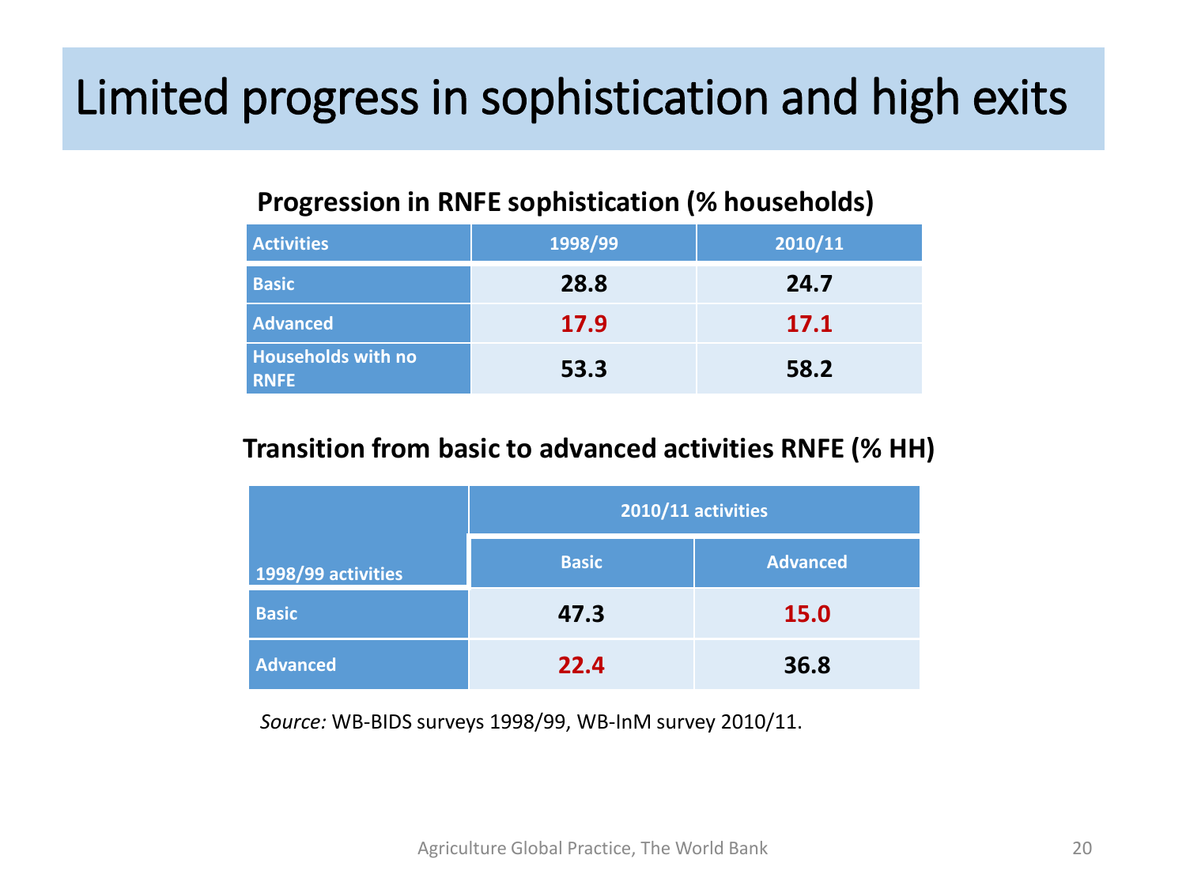# Limited progress in sophistication and high exits

**Progression in RNFE sophistication (% households)**

| Activities | 1998/99 | 2010/11 |
|---|---|---|
| Basic | 28.8 | 24.7 |
| Advanced | 17.9 | 17.1 |
| Households with no RNFE | 53.3 | 58.2 |

**Transition from basic to advanced activities RNFE (% HH)**

| 1998/99 activities | 2010/11 activities | |
|---|---|---|
| | Basic | Advanced |
| Basic | 47.3 | 15.0 |
| Advanced | 22.4 | 36.8 |

*Source:* WB-BIDS surveys 1998/99, WB-InM survey 2010/11.

Agriculture Global Practice, The World Bank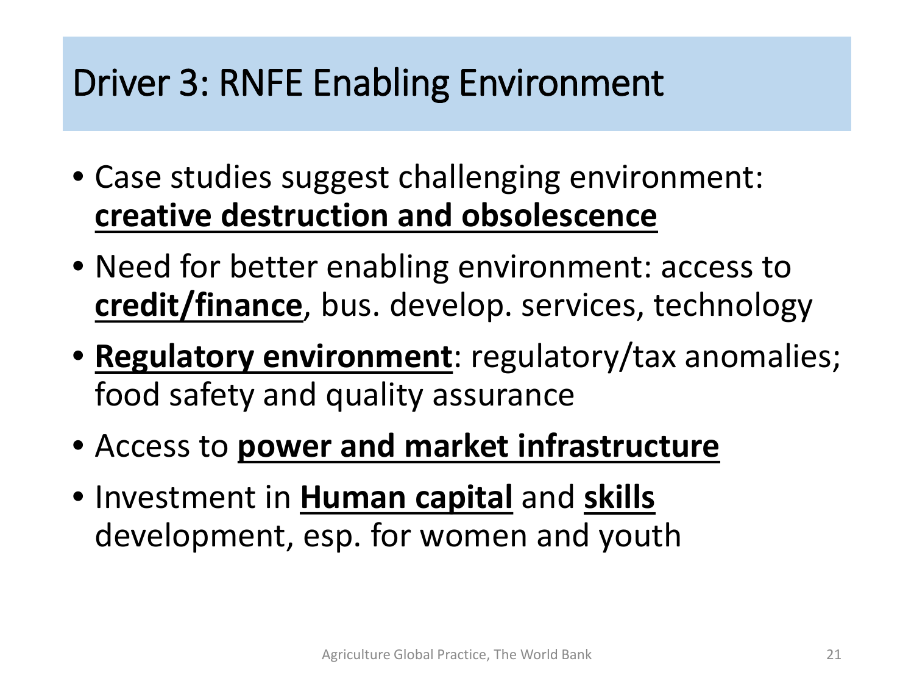# Driver 3: RNFE Enabling Environment

- Case studies suggest challenging environment: **creative destruction and obsolescence**
- Need for better enabling environment: access to **credit/finance**, bus. develop. services, technology
- **Regulatory environment**: regulatory/tax anomalies; food safety and quality assurance
- Access to **power and market infrastructure**
- Investment in **Human capital** and **skills** development, esp. for women and youth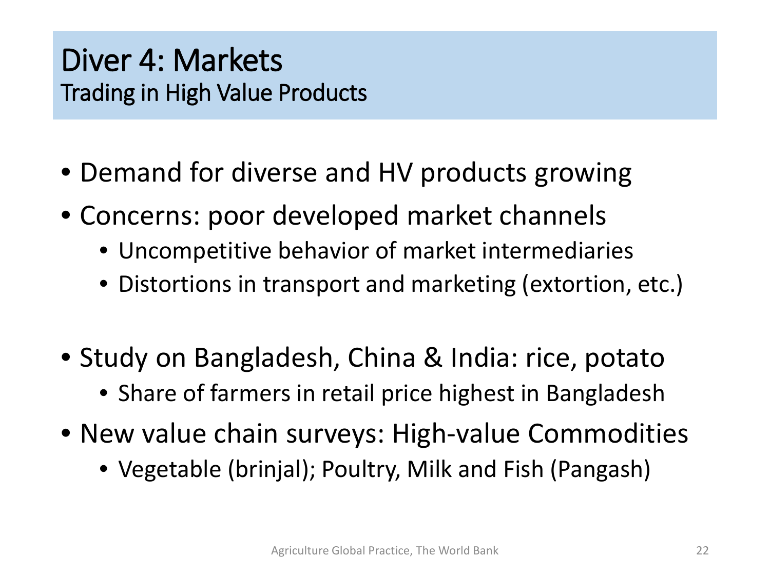# Diver 4: Markets
## Trading in High Value Products

- Demand for diverse and HV products growing
- Concerns: poor developed market channels
  - Uncompetitive behavior of market intermediaries
  - Distortions in transport and marketing (extortion, etc.)

- Study on Bangladesh, China & India: rice, potato
  - Share of farmers in retail price highest in Bangladesh
- New value chain surveys: High-value Commodities
  - Vegetable (brinjal); Poultry, Milk and Fish (Pangash)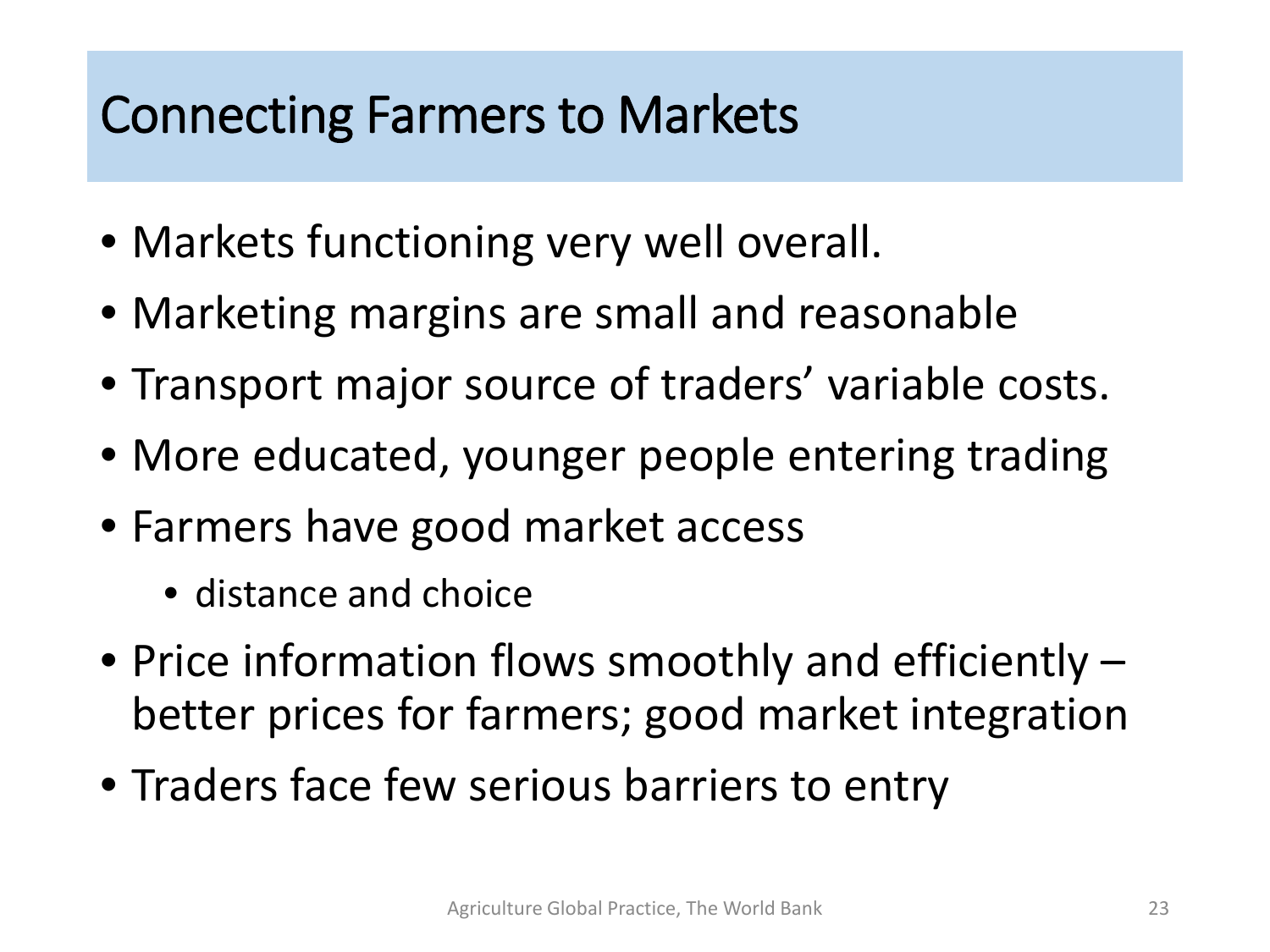# Connecting Farmers to Markets

- Markets functioning very well overall.
- Marketing margins are small and reasonable
- Transport major source of traders' variable costs.
- More educated, younger people entering trading
- Farmers have good market access
  - distance and choice
- Price information flows smoothly and efficiently – better prices for farmers; good market integration
- Traders face few serious barriers to entry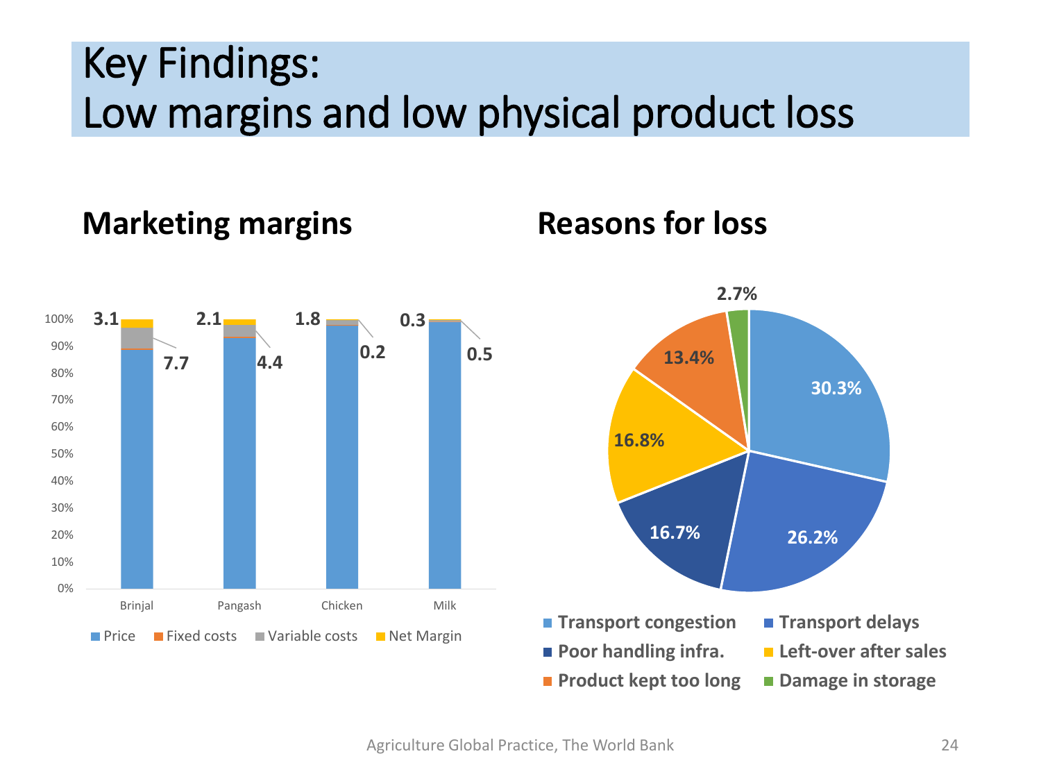# Key Findings:
# Low margins and low physical product loss

## Marketing margins

| | Price | Fixed costs | Variable costs | Net Margin |
|---|---|---|---|---|
| Brinjal | | | 7.7 | 3.1 |
| Pangash | | | 4.4 | 2.1 |
| Chicken | | | 0.2 | 1.8 |
| Milk | | | 0.5 | 0.3 |

## Reasons for loss

| Reason | Share |
|---|---|
| Transport congestion | 30.3% |
| Transport delays | 26.2% |
| Poor handling infra. | 16.7% |
| Left-over after sales | 16.8% |
| Product kept too long | 13.4% |
| Damage in storage | 2.7% |

Agriculture Global Practice, The World Bank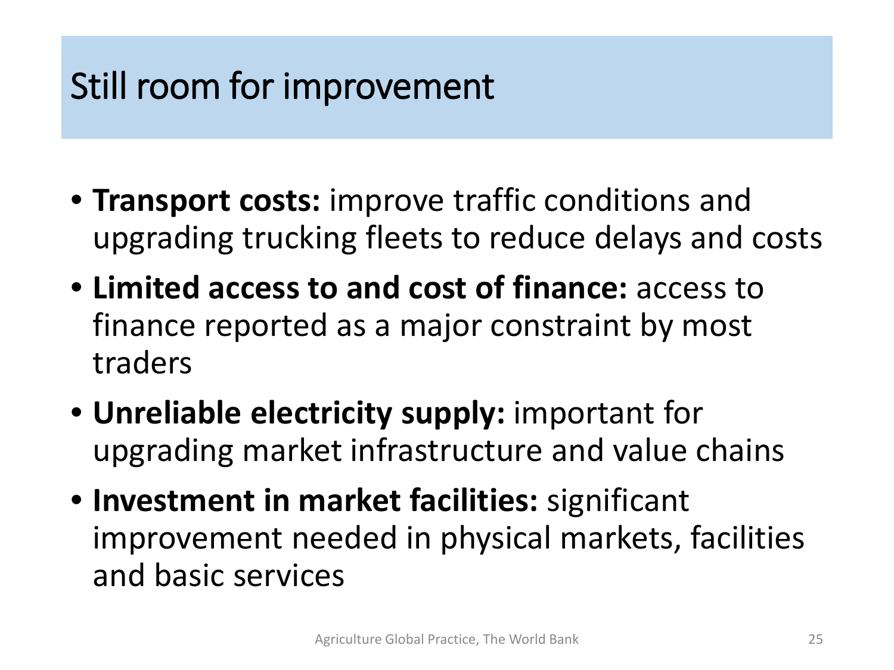# Still room for improvement

- **Transport costs:** improve traffic conditions and upgrading trucking fleets to reduce delays and costs
- **Limited access to and cost of finance:** access to finance reported as a major constraint by most traders
- **Unreliable electricity supply:** important for upgrading market infrastructure and value chains
- **Investment in market facilities:** significant improvement needed in physical markets, facilities and basic services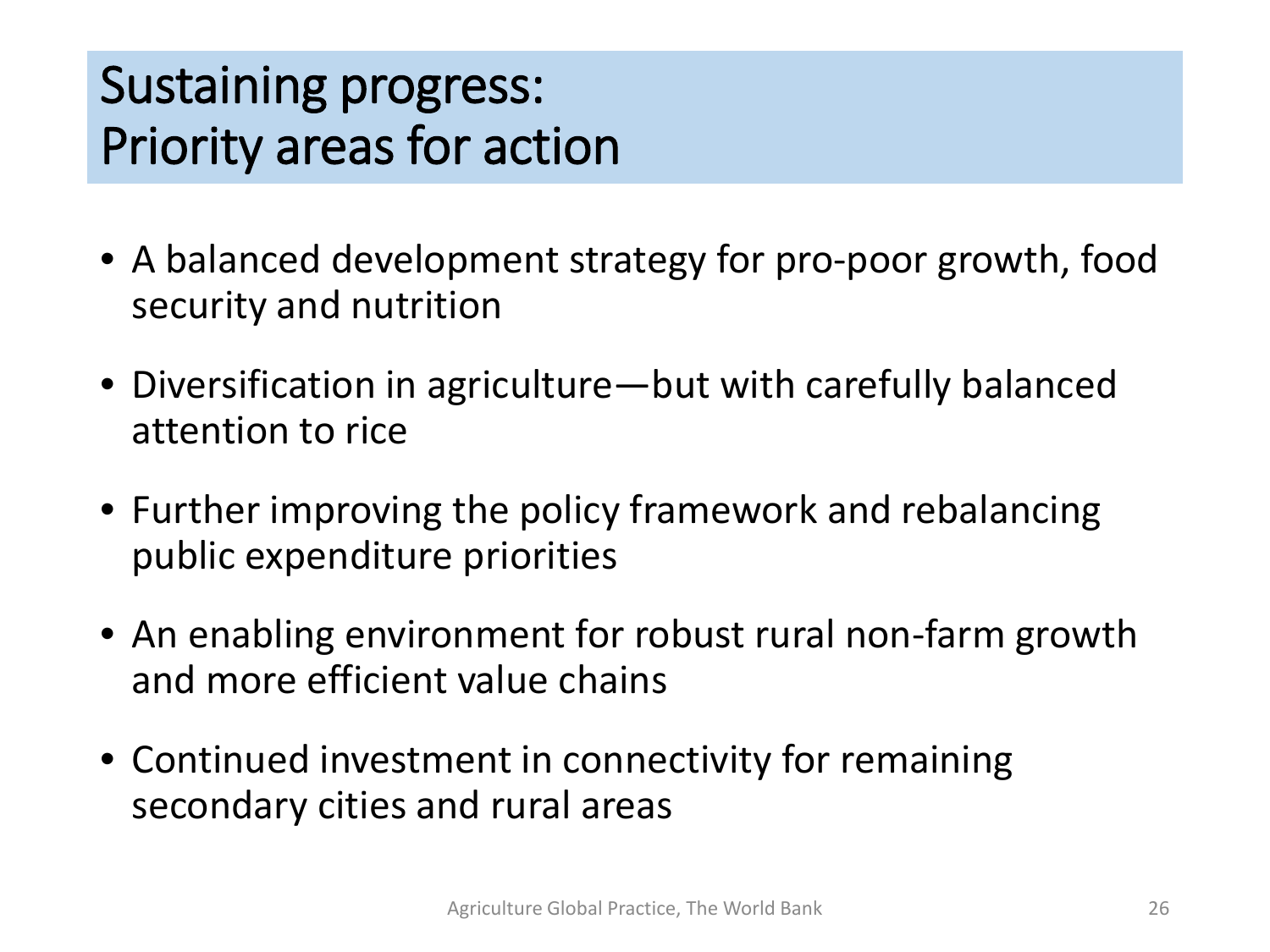# Sustaining progress: Priority areas for action

- A balanced development strategy for pro-poor growth, food security and nutrition
- Diversification in agriculture—but with carefully balanced attention to rice
- Further improving the policy framework and rebalancing public expenditure priorities
- An enabling environment for robust rural non-farm growth and more efficient value chains
- Continued investment in connectivity for remaining secondary cities and rural areas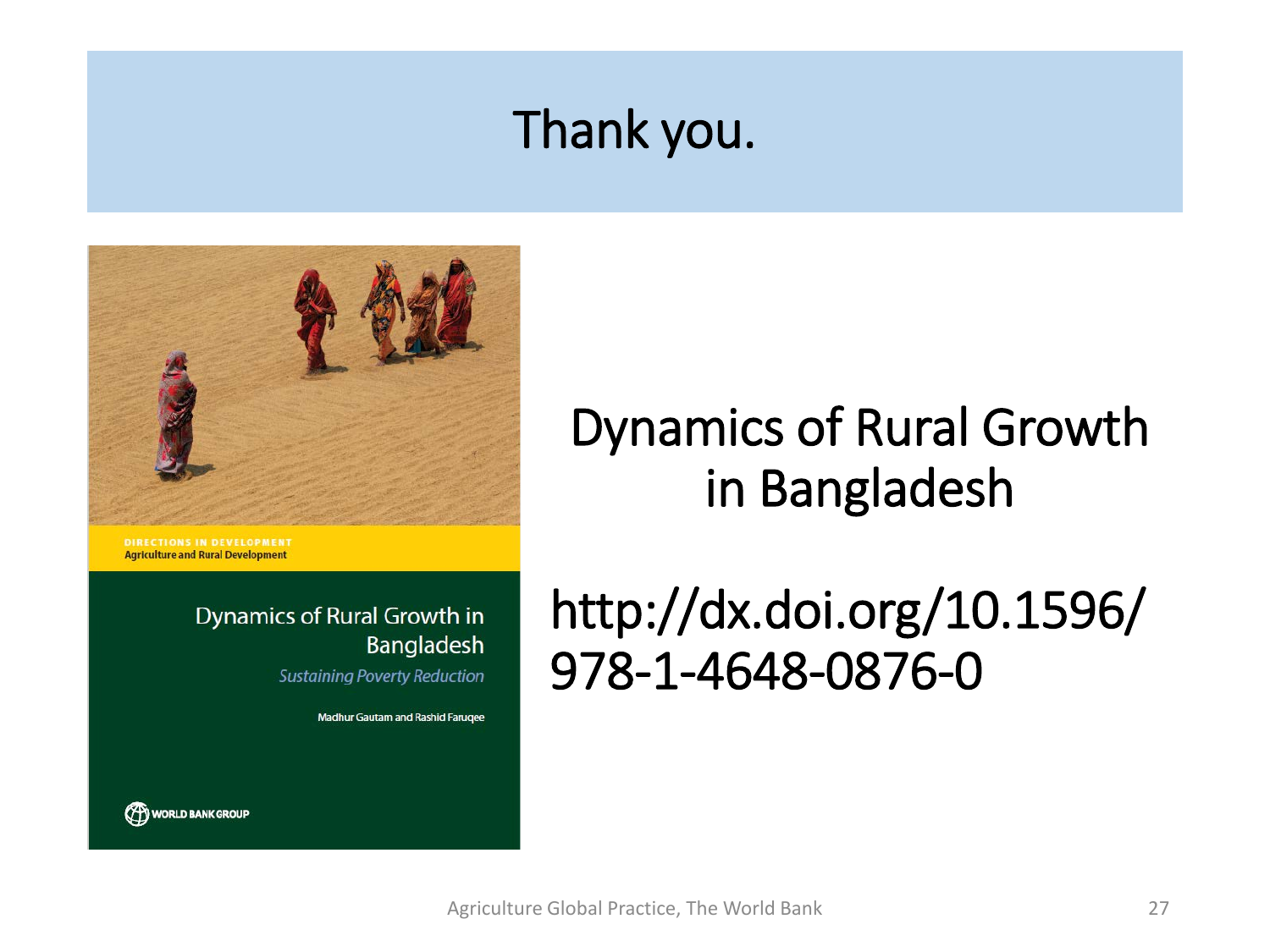# Thank you.

DIRECTIONS IN DEVELOPMENT
Agriculture and Rural Development

Dynamics of Rural Growth in Bangladesh

*Sustaining Poverty Reduction*

Madhur Gautam and Rashid Faruqee

WORLD BANK GROUP

## Dynamics of Rural Growth in Bangladesh

http://dx.doi.org/10.1596/978-1-4648-0876-0

Agriculture Global Practice, The World Bank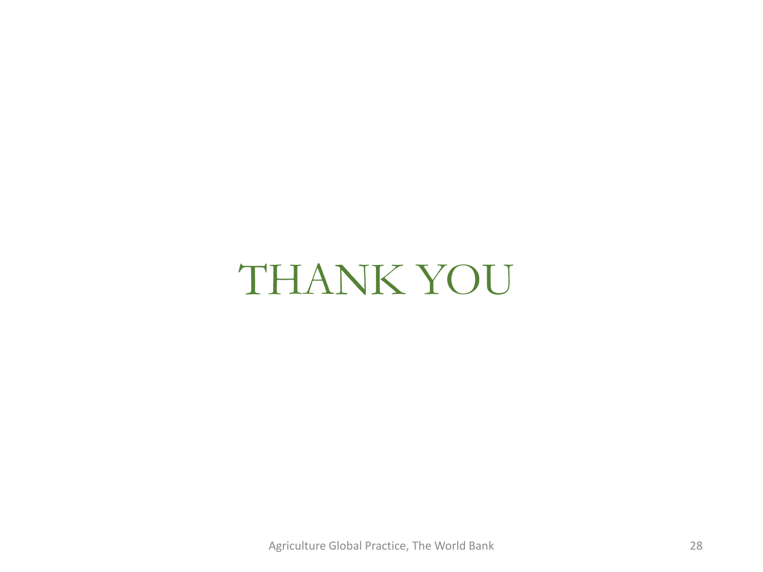# THANK YOU